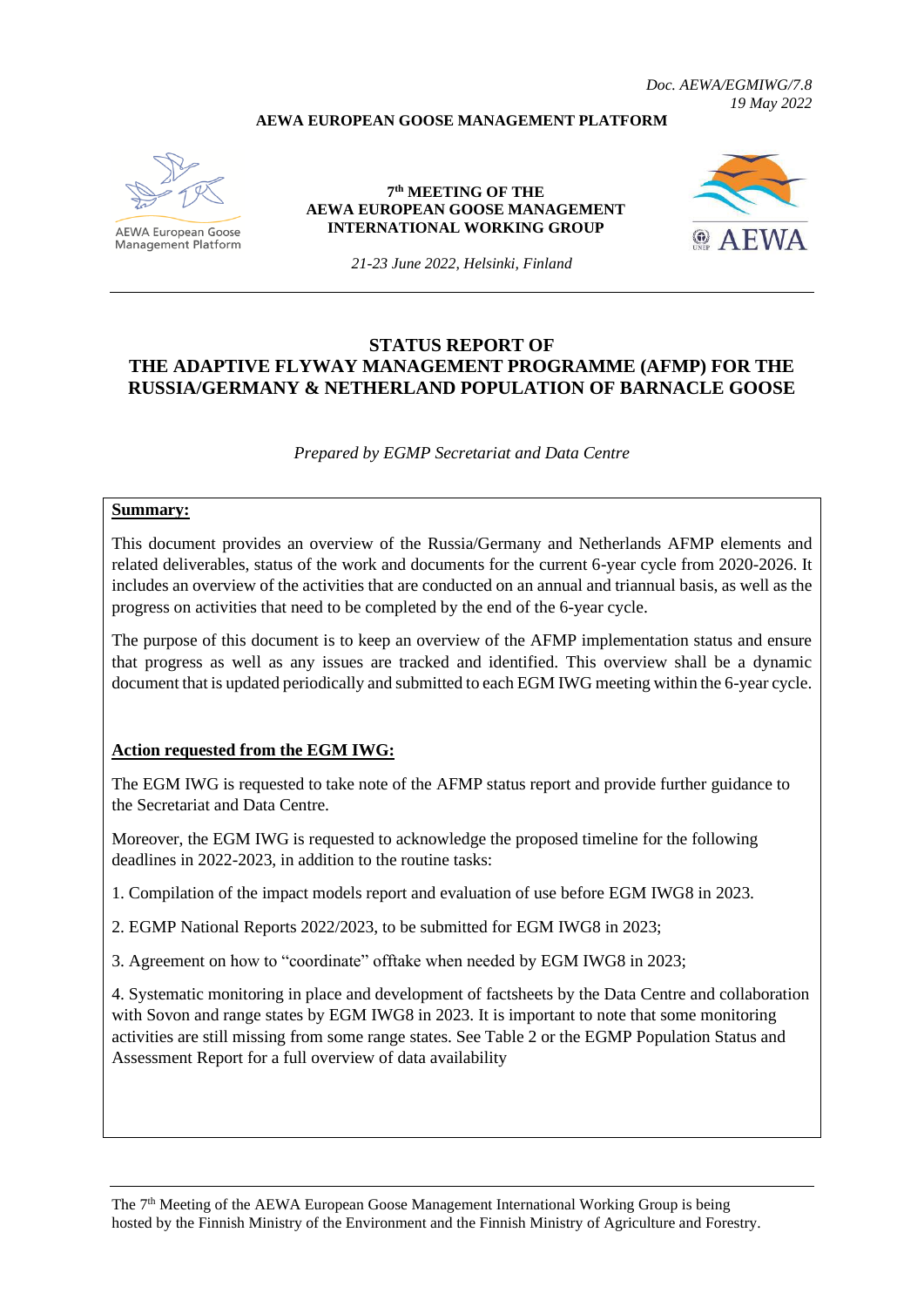*Doc. AEWA/EGMIWG/7.8*
*19 May 2022*

**AEWA EUROPEAN GOOSE MANAGEMENT PLATFORM**

AEWA European Goose Management Platform

**7th MEETING OF THE AEWA EUROPEAN GOOSE MANAGEMENT INTERNATIONAL WORKING GROUP**

*21-23 June 2022, Helsinki, Finland*

AEWA

# STATUS REPORT OF THE ADAPTIVE FLYWAY MANAGEMENT PROGRAMME (AFMP) FOR THE RUSSIA/GERMANY & NETHERLAND POPULATION OF BARNACLE GOOSE

*Prepared by EGMP Secretariat and Data Centre*

**Summary:**

This document provides an overview of the Russia/Germany and Netherlands AFMP elements and related deliverables, status of the work and documents for the current 6-year cycle from 2020-2026. It includes an overview of the activities that are conducted on an annual and triannual basis, as well as the progress on activities that need to be completed by the end of the 6-year cycle.

The purpose of this document is to keep an overview of the AFMP implementation status and ensure that progress as well as any issues are tracked and identified. This overview shall be a dynamic document that is updated periodically and submitted to each EGM IWG meeting within the 6-year cycle.

**Action requested from the EGM IWG:**

The EGM IWG is requested to take note of the AFMP status report and provide further guidance to the Secretariat and Data Centre.

Moreover, the EGM IWG is requested to acknowledge the proposed timeline for the following deadlines in 2022-2023, in addition to the routine tasks:

1. Compilation of the impact models report and evaluation of use before EGM IWG8 in 2023.

2. EGMP National Reports 2022/2023, to be submitted for EGM IWG8 in 2023;

3. Agreement on how to "coordinate" offtake when needed by EGM IWG8 in 2023;

4. Systematic monitoring in place and development of factsheets by the Data Centre and collaboration with Sovon and range states by EGM IWG8 in 2023. It is important to note that some monitoring activities are still missing from some range states. See Table 2 or the EGMP Population Status and Assessment Report for a full overview of data availability

The 7th Meeting of the AEWA European Goose Management International Working Group is being hosted by the Finnish Ministry of the Environment and the Finnish Ministry of Agriculture and Forestry.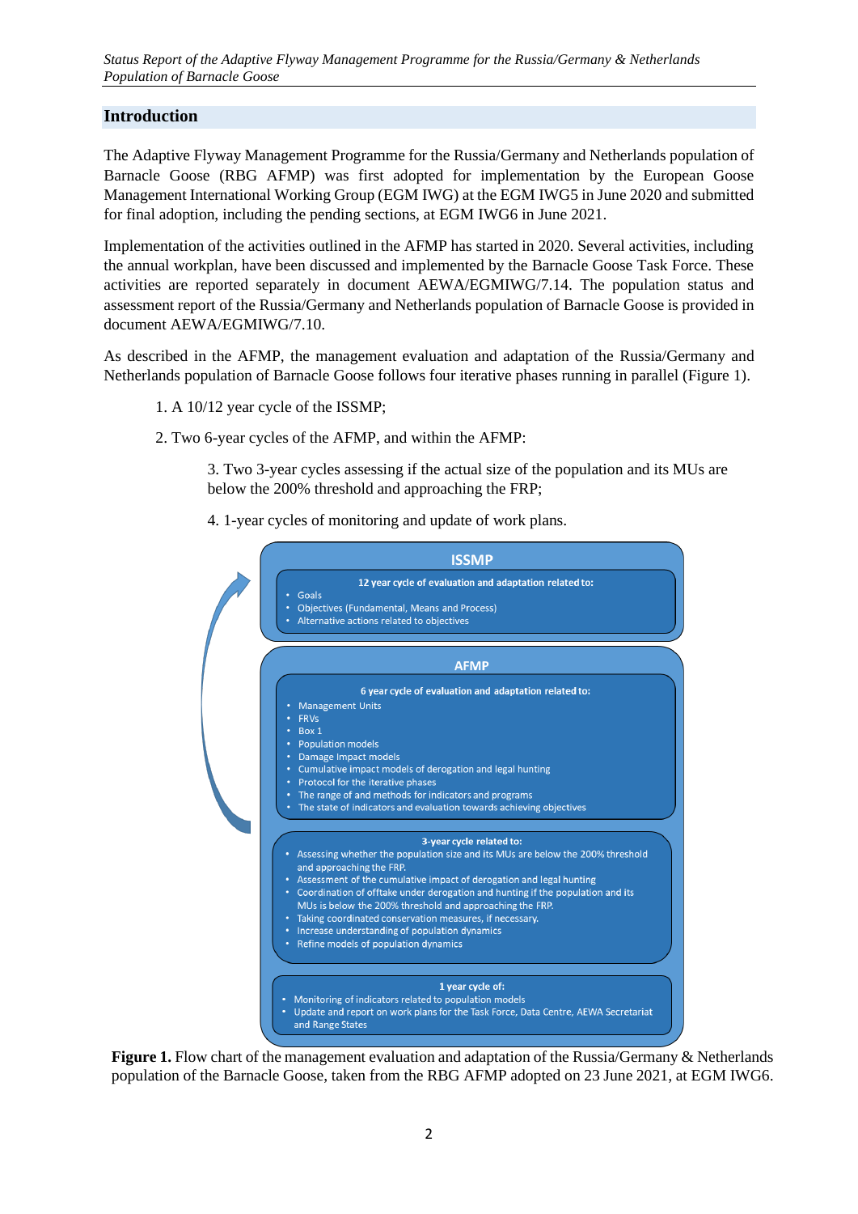## Introduction

The Adaptive Flyway Management Programme for the Russia/Germany and Netherlands population of Barnacle Goose (RBG AFMP) was first adopted for implementation by the European Goose Management International Working Group (EGM IWG) at the EGM IWG5 in June 2020 and submitted for final adoption, including the pending sections, at EGM IWG6 in June 2021.

Implementation of the activities outlined in the AFMP has started in 2020. Several activities, including the annual workplan, have been discussed and implemented by the Barnacle Goose Task Force. These activities are reported separately in document AEWA/EGMIWG/7.14. The population status and assessment report of the Russia/Germany and Netherlands population of Barnacle Goose is provided in document AEWA/EGMIWG/7.10.

As described in the AFMP, the management evaluation and adaptation of the Russia/Germany and Netherlands population of Barnacle Goose follows four iterative phases running in parallel (Figure 1).

1. A 10/12 year cycle of the ISSMP;
2. Two 6-year cycles of the AFMP, and within the AFMP:
    3. Two 3-year cycles assessing if the actual size of the population and its MUs are below the 200% threshold and approaching the FRP;
    4. 1-year cycles of monitoring and update of work plans.

**ISSMP**

12 year cycle of evaluation and adaptation related to:

- Goals
- Objectives (Fundamental, Means and Process)
- Alternative actions related to objectives

**AFMP**

6 year cycle of evaluation and adaptation related to:

- Management Units
- FRVs
- Box 1
- Population models
- Damage Impact models
- Cumulative impact models of derogation and legal hunting
- Protocol for the iterative phases
- The range of and methods for indicators and programs
- The state of indicators and evaluation towards achieving objectives

3-year cycle related to:

- Assessing whether the population size and its MUs are below the 200% threshold and approaching the FRP.
- Assessment of the cumulative impact of derogation and legal hunting
- Coordination of offtake under derogation and hunting if the population and its MUs is below the 200% threshold and approaching the FRP.
- Taking coordinated conservation measures, if necessary.
- Increase understanding of population dynamics
- Refine models of population dynamics

1 year cycle of:

- Monitoring of indicators related to population models
- Update and report on work plans for the Task Force, Data Centre, AEWA Secretariat and Range States

**Figure 1.** Flow chart of the management evaluation and adaptation of the Russia/Germany & Netherlands population of the Barnacle Goose, taken from the RBG AFMP adopted on 23 June 2021, at EGM IWG6.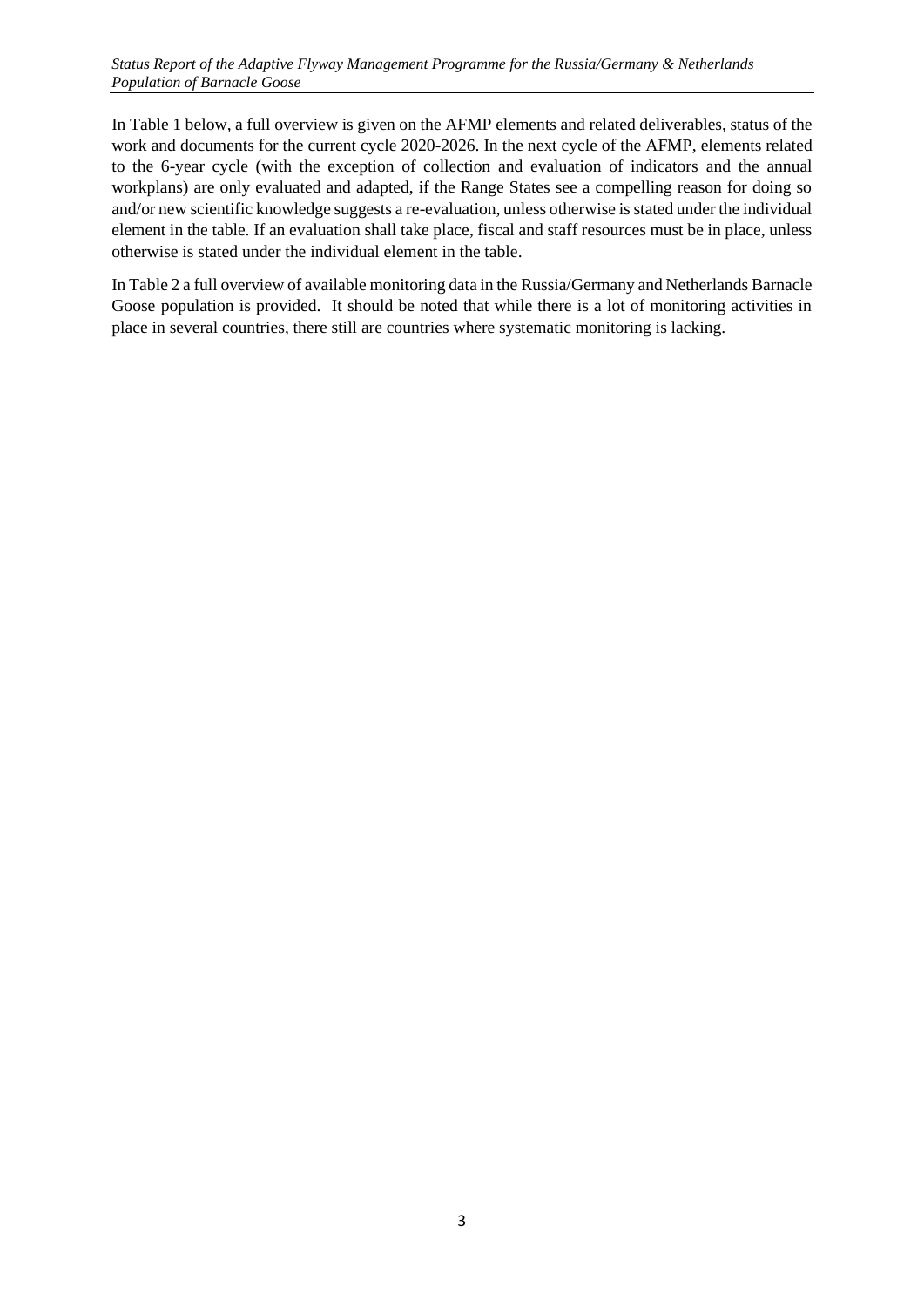In Table 1 below, a full overview is given on the AFMP elements and related deliverables, status of the work and documents for the current cycle 2020-2026. In the next cycle of the AFMP, elements related to the 6-year cycle (with the exception of collection and evaluation of indicators and the annual workplans) are only evaluated and adapted, if the Range States see a compelling reason for doing so and/or new scientific knowledge suggests a re-evaluation, unless otherwise is stated under the individual element in the table. If an evaluation shall take place, fiscal and staff resources must be in place, unless otherwise is stated under the individual element in the table.

In Table 2 a full overview of available monitoring data in the Russia/Germany and Netherlands Barnacle Goose population is provided. It should be noted that while there is a lot of monitoring activities in place in several countries, there still are countries where systematic monitoring is lacking.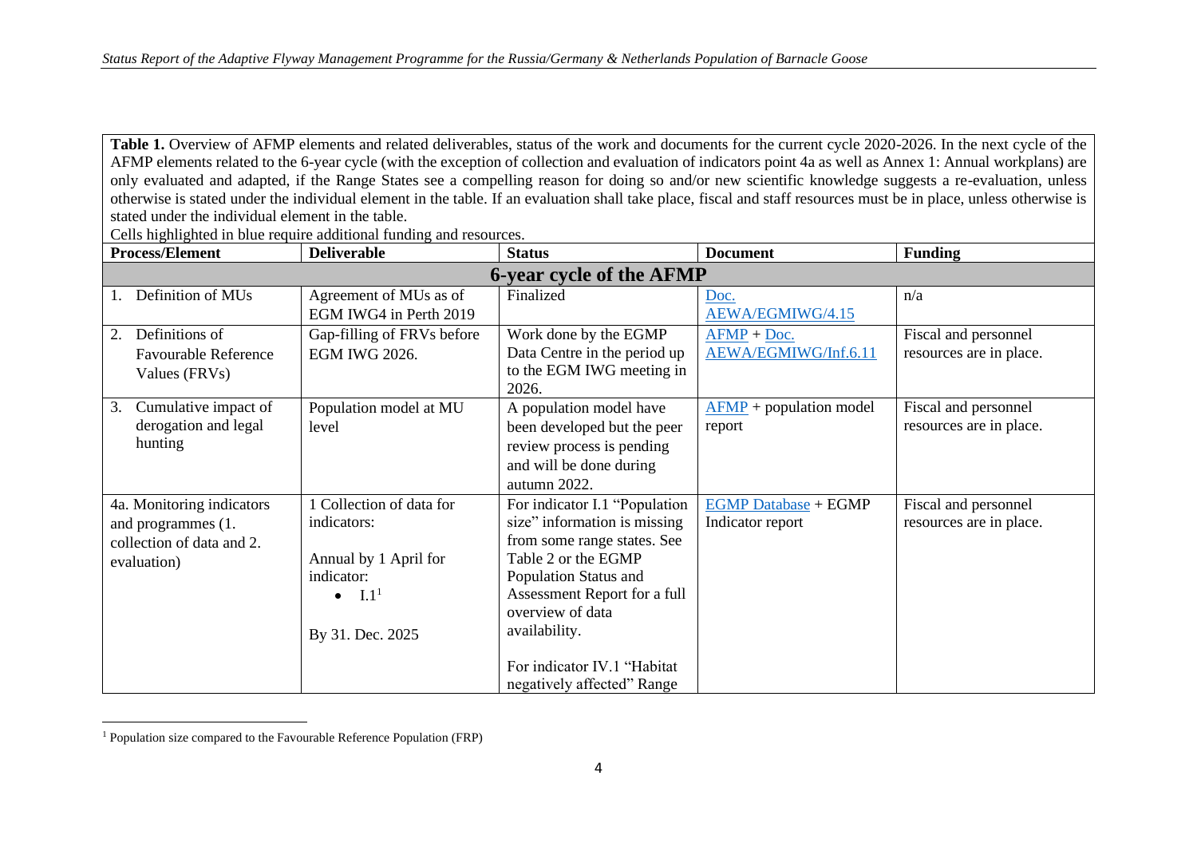**Table 1.** Overview of AFMP elements and related deliverables, status of the work and documents for the current cycle 2020-2026. In the next cycle of the AFMP elements related to the 6-year cycle (with the exception of collection and evaluation of indicators point 4a as well as Annex 1: Annual workplans) are only evaluated and adapted, if the Range States see a compelling reason for doing so and/or new scientific knowledge suggests a re-evaluation, unless otherwise is stated under the individual element in the table. If an evaluation shall take place, fiscal and staff resources must be in place, unless otherwise is stated under the individual element in the table.

Cells highlighted in blue require additional funding and resources.

| Process/Element | Deliverable | Status | Document | Funding |
|---|---|---|---|---|
| **6-year cycle of the AFMP** | | | | |
| 1. Definition of MUs | Agreement of MUs as of EGM IWG4 in Perth 2019 | Finalized | Doc. AEWA/EGMIWG/4.15 | n/a |
| 2. Definitions of Favourable Reference Values (FRVs) | Gap-filling of FRVs before EGM IWG 2026. | Work done by the EGMP Data Centre in the period up to the EGM IWG meeting in 2026. | AFMP + Doc. AEWA/EGMIWG/Inf.6.11 | Fiscal and personnel resources are in place. |
| 3. Cumulative impact of derogation and legal hunting | Population model at MU level | A population model have been developed but the peer review process is pending and will be done during autumn 2022. | AFMP + population model report | Fiscal and personnel resources are in place. |
| 4a. Monitoring indicators and programmes (1. collection of data and 2. evaluation) | 1 Collection of data for indicators:<br><br>Annual by 1 April for indicator:<br>• I.1[1]<br><br>By 31. Dec. 2025 | For indicator I.1 "Population size" information is missing from some range states. See Table 2 or the EGMP Population Status and Assessment Report for a full overview of data availability.<br><br>For indicator IV.1 "Habitat negatively affected" Range | EGMP Database + EGMP Indicator report | Fiscal and personnel resources are in place. |

[1] Population size compared to the Favourable Reference Population (FRP)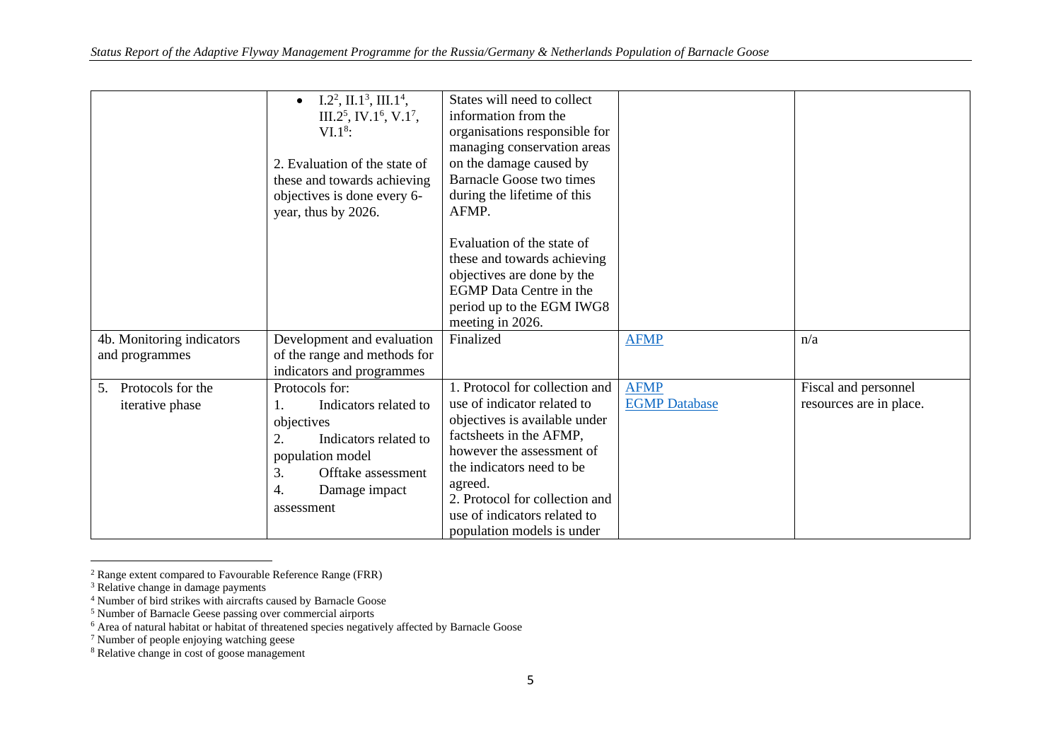| | | | | |
|---|---|---|---|---|
| | • I.2[2], II.1[3], III.1[4], III.2[5], IV.1[6], V.1[7], VI.1[8]:<br><br>2. Evaluation of the state of these and towards achieving objectives is done every 6-year, thus by 2026. | States will need to collect information from the organisations responsible for managing conservation areas on the damage caused by Barnacle Goose two times during the lifetime of this AFMP.<br><br>Evaluation of the state of these and towards achieving objectives are done by the EGMP Data Centre in the period up to the EGM IWG8 meeting in 2026. | | |
| 4b. Monitoring indicators and programmes | Development and evaluation of the range and methods for indicators and programmes | Finalized | AFMP | n/a |
| 5. Protocols for the iterative phase | Protocols for:<br>1. Indicators related to objectives<br>2. Indicators related to population model<br>3. Offtake assessment<br>4. Damage impact assessment | 1. Protocol for collection and use of indicator related to objectives is available under factsheets in the AFMP, however the assessment of the indicators need to be agreed.<br>2. Protocol for collection and use of indicators related to population models is under | AFMP<br>EGMP Database | Fiscal and personnel resources are in place. |

[2] Range extent compared to Favourable Reference Range (FRR)

[3] Relative change in damage payments

[4] Number of bird strikes with aircrafts caused by Barnacle Goose

[5] Number of Barnacle Geese passing over commercial airports

[6] Area of natural habitat or habitat of threatened species negatively affected by Barnacle Goose

[7] Number of people enjoying watching geese

[8] Relative change in cost of goose management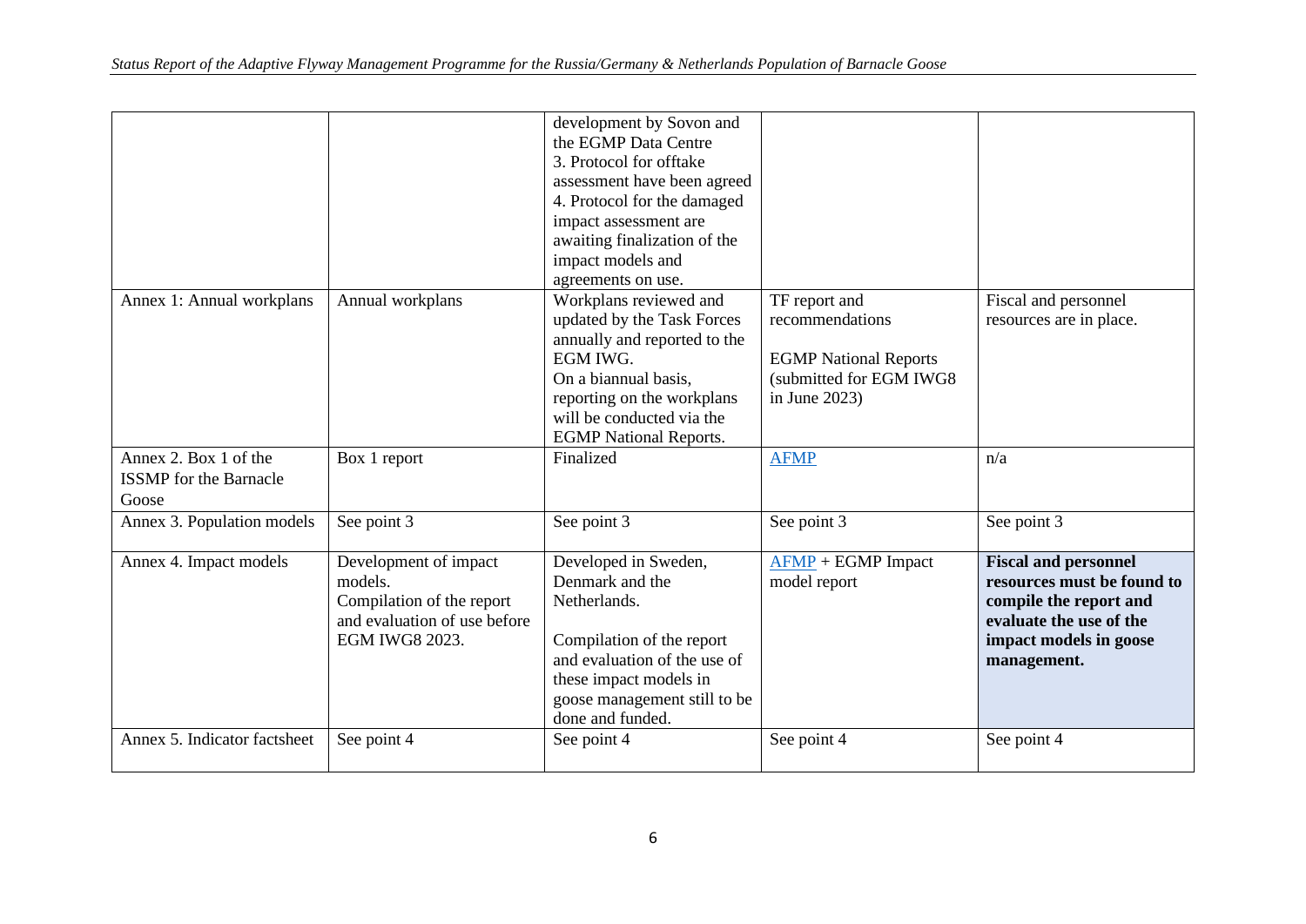| | | | | |
|---|---|---|---|---|
| | | development by Sovon and the EGMP Data Centre<br>3. Protocol for offtake assessment have been agreed<br>4. Protocol for the damaged impact assessment are awaiting finalization of the impact models and agreements on use. | | |
| Annex 1: Annual workplans | Annual workplans | Workplans reviewed and updated by the Task Forces annually and reported to the EGM IWG.<br>On a biannual basis, reporting on the workplans will be conducted via the EGMP National Reports. | TF report and recommendations<br><br>EGMP National Reports (submitted for EGM IWG8 in June 2023) | Fiscal and personnel resources are in place. |
| Annex 2. Box 1 of the ISSMP for the Barnacle Goose | Box 1 report | Finalized | AFMP | n/a |
| Annex 3. Population models | See point 3 | See point 3 | See point 3 | See point 3 |
| Annex 4. Impact models | Development of impact models.<br>Compilation of the report and evaluation of use before EGM IWG8 2023. | Developed in Sweden, Denmark and the Netherlands.<br><br>Compilation of the report and evaluation of the use of these impact models in goose management still to be done and funded. | AFMP + EGMP Impact model report | **Fiscal and personnel resources must be found to compile the report and evaluate the use of the impact models in goose management.** |
| Annex 5. Indicator factsheet | See point 4 | See point 4 | See point 4 | See point 4 |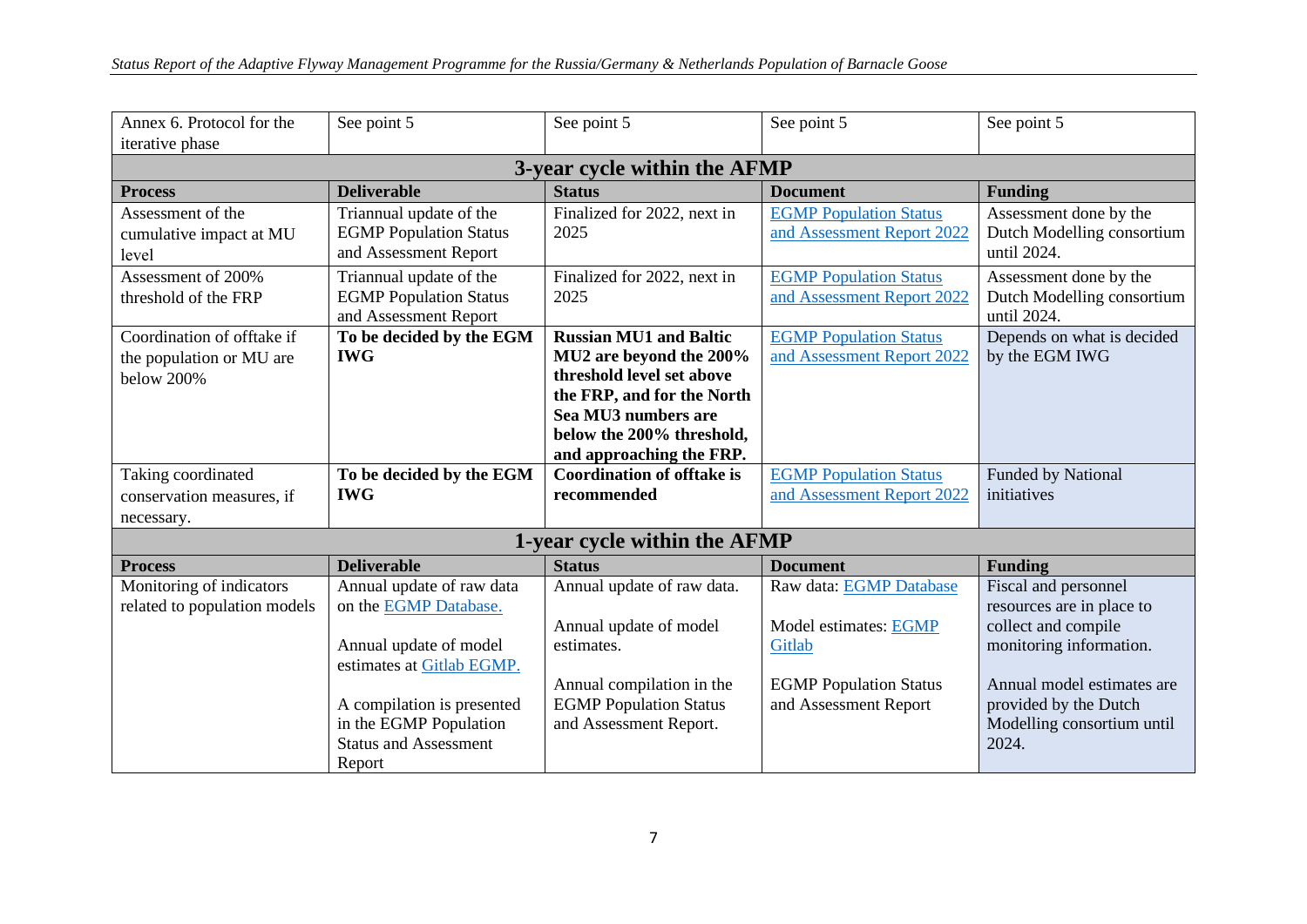| Annex 6. Protocol for the iterative phase | See point 5 | See point 5 | See point 5 | See point 5 |
|---|---|---|---|---|
| **3-year cycle within the AFMP** | | | | |
| **Process** | **Deliverable** | **Status** | **Document** | **Funding** |
| Assessment of the cumulative impact at MU level | Triannual update of the EGMP Population Status and Assessment Report | Finalized for 2022, next in 2025 | [EGMP Population Status and Assessment Report 2022]() | Assessment done by the Dutch Modelling consortium until 2024. |
| Assessment of 200% threshold of the FRP | Triannual update of the EGMP Population Status and Assessment Report | Finalized for 2022, next in 2025 | [EGMP Population Status and Assessment Report 2022]() | Assessment done by the Dutch Modelling consortium until 2024. |
| Coordination of offtake if the population or MU are below 200% | **To be decided by the EGM IWG** | **Russian MU1 and Baltic MU2 are beyond the 200% threshold level set above the FRP, and for the North Sea MU3 numbers are below the 200% threshold, and approaching the FRP.** | [EGMP Population Status and Assessment Report 2022]() | Depends on what is decided by the EGM IWG |
| Taking coordinated conservation measures, if necessary. | **To be decided by the EGM IWG** | **Coordination of offtake is recommended** | [EGMP Population Status and Assessment Report 2022]() | Funded by National initiatives |
| **1-year cycle within the AFMP** | | | | |
| **Process** | **Deliverable** | **Status** | **Document** | **Funding** |
| Monitoring of indicators related to population models | Annual update of raw data on the [EGMP Database.]()<br><br>Annual update of model estimates at [Gitlab EGMP.]()<br><br>A compilation is presented in the EGMP Population Status and Assessment Report | Annual update of raw data.<br><br>Annual update of model estimates.<br><br>Annual compilation in the EGMP Population Status and Assessment Report. | Raw data: [EGMP Database]()<br><br>Model estimates: [EGMP Gitlab]()<br><br>EGMP Population Status and Assessment Report | Fiscal and personnel resources are in place to collect and compile monitoring information.<br><br>Annual model estimates are provided by the Dutch Modelling consortium until 2024. |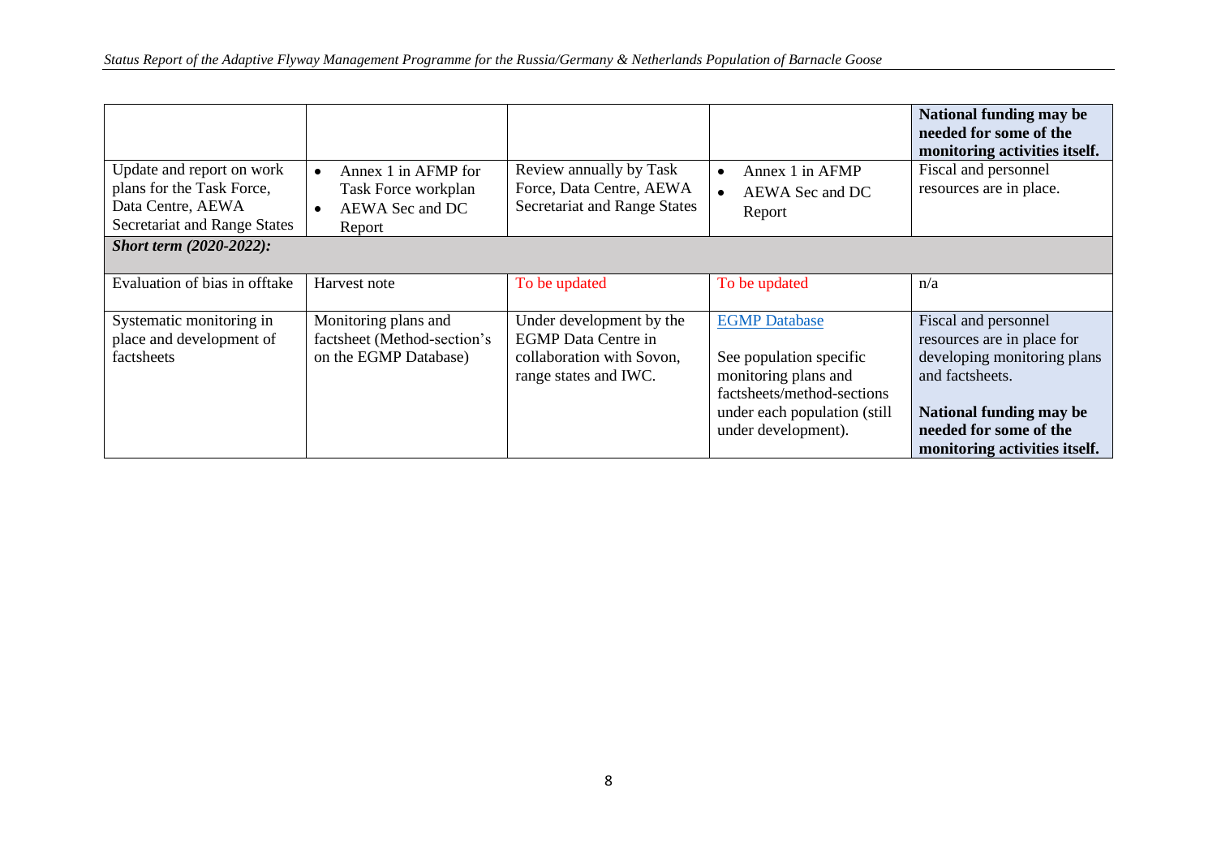| | | | | **National funding may be needed for some of the monitoring activities itself.** |
|---|---|---|---|---|
| Update and report on work plans for the Task Force, Data Centre, AEWA Secretariat and Range States | • Annex 1 in AFMP for Task Force workplan<br>• AEWA Sec and DC Report | Review annually by Task Force, Data Centre, AEWA Secretariat and Range States | • Annex 1 in AFMP<br>• AEWA Sec and DC Report | Fiscal and personnel resources are in place. |
| ***Short term (2020-2022):*** | | | | |
| Evaluation of bias in offtake | Harvest note | To be updated | To be updated | n/a |
| Systematic monitoring in place and development of factsheets | Monitoring plans and factsheet (Method-section's on the EGMP Database) | Under development by the EGMP Data Centre in collaboration with Sovon, range states and IWC. | EGMP Database<br><br>See population specific monitoring plans and factsheets/method-sections under each population (still under development). | Fiscal and personnel resources are in place for developing monitoring plans and factsheets.<br><br>**National funding may be needed for some of the monitoring activities itself.** |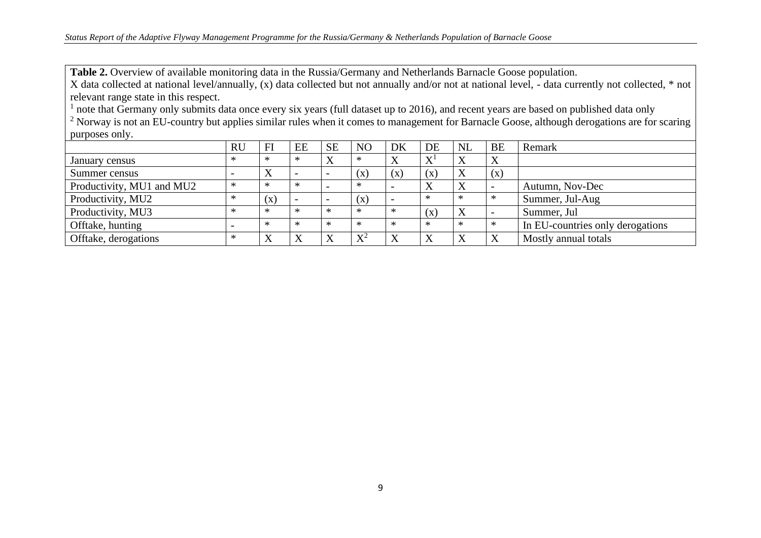**Table 2.** Overview of available monitoring data in the Russia/Germany and Netherlands Barnacle Goose population.
X data collected at national level/annually, (x) data collected but not annually and/or not at national level, - data currently not collected, * not relevant range state in this respect.
[1] note that Germany only submits data once every six years (full dataset up to 2016), and recent years are based on published data only
[2] Norway is not an EU-country but applies similar rules when it comes to management for Barnacle Goose, although derogations are for scaring purposes only.

| | RU | FI | EE | SE | NO | DK | DE | NL | BE | Remark |
|---|---|---|---|---|---|---|---|---|---|---|
| January census | * | * | * | X | * | X | X[1] | X | X | |
| Summer census | - | X | - | - | (x) | (x) | (x) | X | (x) | |
| Productivity, MU1 and MU2 | * | * | * | - | * | - | X | X | - | Autumn, Nov-Dec |
| Productivity, MU2 | * | (x) | - | - | (x) | - | * | * | * | Summer, Jul-Aug |
| Productivity, MU3 | * | * | * | * | * | * | (x) | X | - | Summer, Jul |
| Offtake, hunting | - | * | * | * | * | * | * | * | * | In EU-countries only derogations |
| Offtake, derogations | * | X | X | X | X[2] | X | X | X | X | Mostly annual totals |